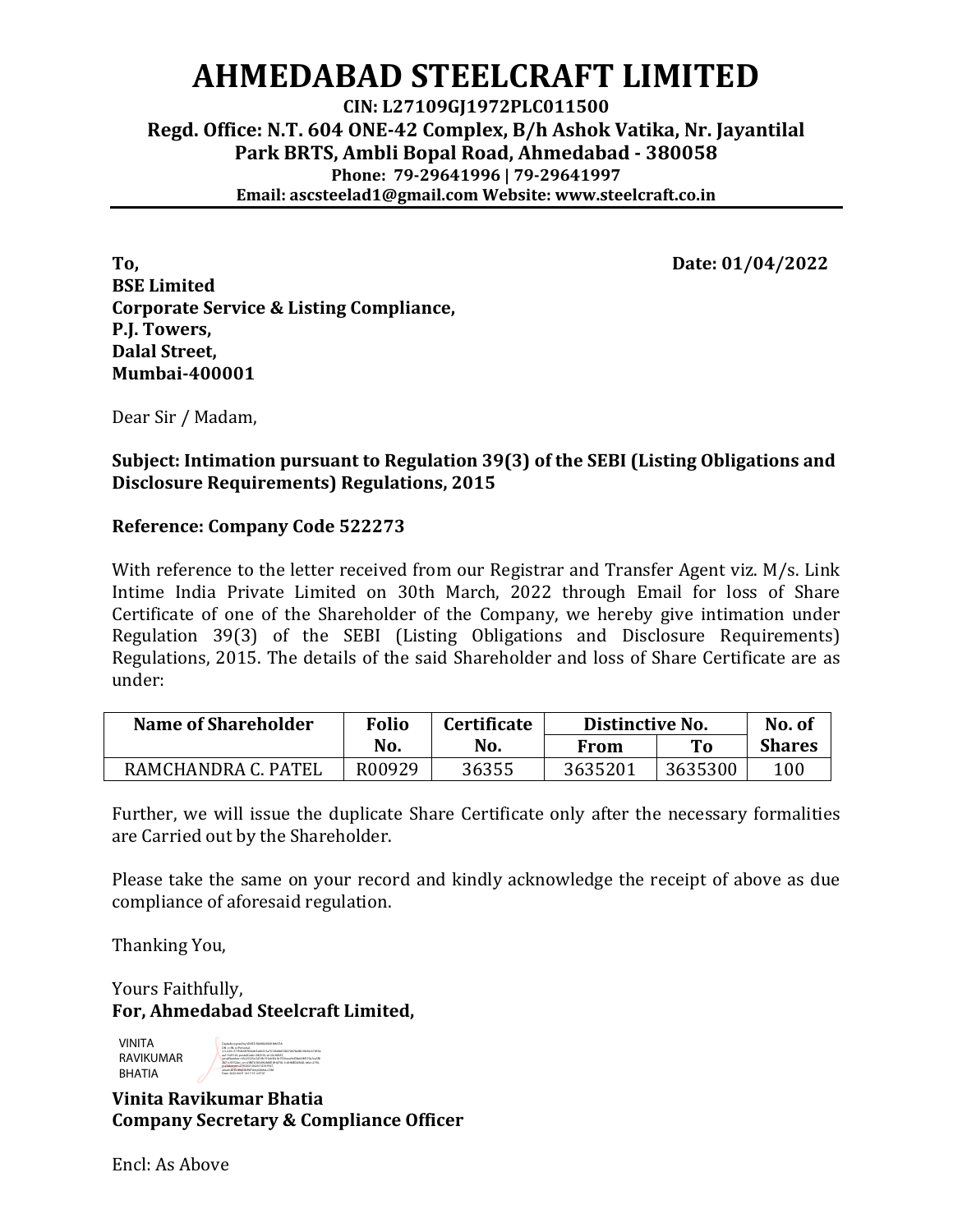# AHMEDABAD STEELCRAFT LIMITED

**CIN: L27109GJ1972PLC011500**
**Regd. Office: N.T. 604 ONE-42 Complex, B/h Ashok Vatika, Nr. Jayantilal Park BRTS, Ambli Bopal Road, Ahmedabad - 380058**
**Phone: 79-29641996 | 79-29641997**
**Email: ascsteelad1@gmail.com Website: www.steelcraft.co.in**

---

**Date: 01/04/2022**

**To,**
**BSE Limited**
**Corporate Service & Listing Compliance,**
**P.J. Towers,**
**Dalal Street,**
**Mumbai-400001**

Dear Sir / Madam,

**Subject: Intimation pursuant to Regulation 39(3) of the SEBI (Listing Obligations and Disclosure Requirements) Regulations, 2015**

**Reference: Company Code 522273**

With reference to the letter received from our Registrar and Transfer Agent viz. M/s. Link Intime India Private Limited on 30th March, 2022 through Email for loss of Share Certificate of one of the Shareholder of the Company, we hereby give intimation under Regulation 39(3) of the SEBI (Listing Obligations and Disclosure Requirements) Regulations, 2015. The details of the said Shareholder and loss of Share Certificate are as under:

| Name of Shareholder | Folio No. | Certificate No. | Distinctive No. | | No. of Shares |
|---|---|---|---|---|---|
| | | | From | To | |
| RAMCHANDRA C. PATEL | R00929 | 36355 | 3635201 | 3635300 | 100 |

Further, we will issue the duplicate Share Certificate only after the necessary formalities are Carried out by the Shareholder.

Please take the same on your record and kindly acknowledge the receipt of above as due compliance of aforesaid regulation.

Thanking You,

Yours Faithfully,
**For, Ahmedabad Steelcraft Limited,**

VINITA RAVIKUMAR BHATIA

**Vinita Ravikumar Bhatia**
**Company Secretary & Compliance Officer**

Encl: As Above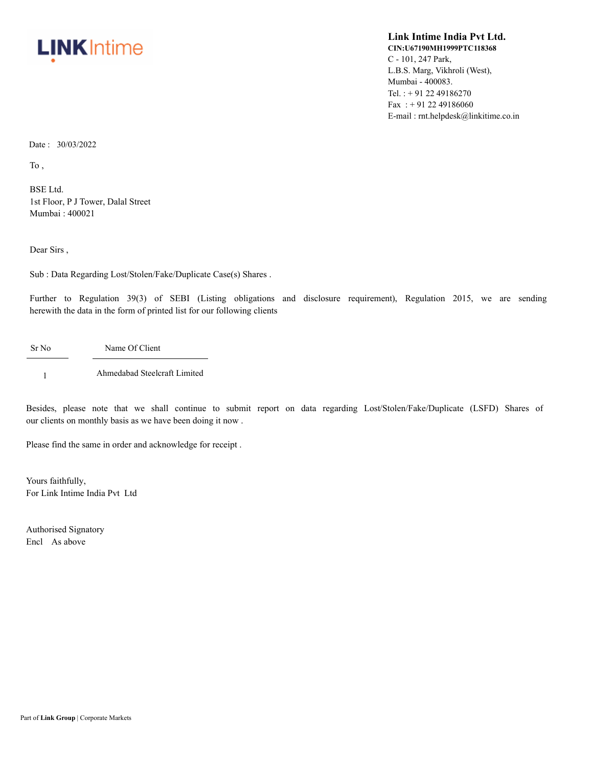LINK Intime

**Link Intime India Pvt Ltd.**
**CIN:U67190MH1999PTC118368**
C - 101, 247 Park,
L.B.S. Marg, Vikhroli (West),
Mumbai - 400083.
Tel. : + 91 22 49186270
Fax : + 91 22 49186060
E-mail : rnt.helpdesk@linkitime.co.in

Date : 30/03/2022

To ,

BSE Ltd.
1st Floor, P J Tower, Dalal Street
Mumbai : 400021

Dear Sirs ,

Sub : Data Regarding Lost/Stolen/Fake/Duplicate Case(s) Shares .

Further to Regulation 39(3) of SEBI (Listing obligations and disclosure requirement), Regulation 2015, we are sending herewith the data in the form of printed list for our following clients

| Sr No | Name Of Client |
|---|---|
| 1 | Ahmedabad Steelcraft Limited |

Besides, please note that we shall continue to submit report on data regarding Lost/Stolen/Fake/Duplicate (LSFD) Shares of our clients on monthly basis as we have been doing it now .

Please find the same in order and acknowledge for receipt .

Yours faithfully,
For Link Intime India Pvt Ltd

Authorised Signatory
Encl As above

Part of **Link Group** | Corporate Markets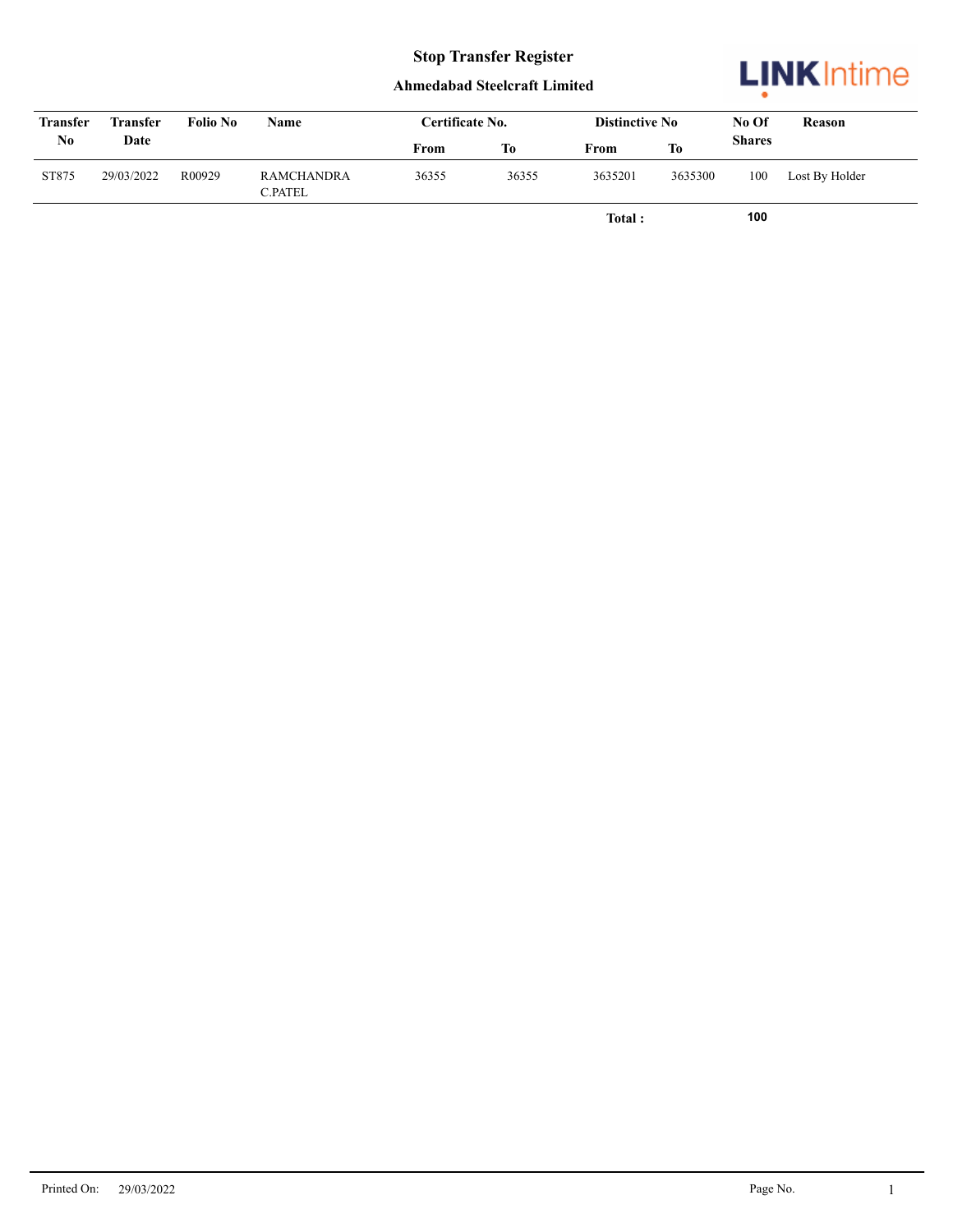# Stop Transfer Register

## Ahmedabad Steelcraft Limited

| Transfer No | Transfer Date | Folio No | Name | Certificate No. | | Distinctive No | | No Of Shares | Reason |
|---|---|---|---|---|---|---|---|---|---|
| | | | | From | To | From | To | | |
| ST875 | 29/03/2022 | R00929 | RAMCHANDRA C.PATEL | 36355 | 36355 | 3635201 | 3635300 | 100 | Lost By Holder |
| | | | | | | Total : | | 100 | |

Printed On: 29/03/2022